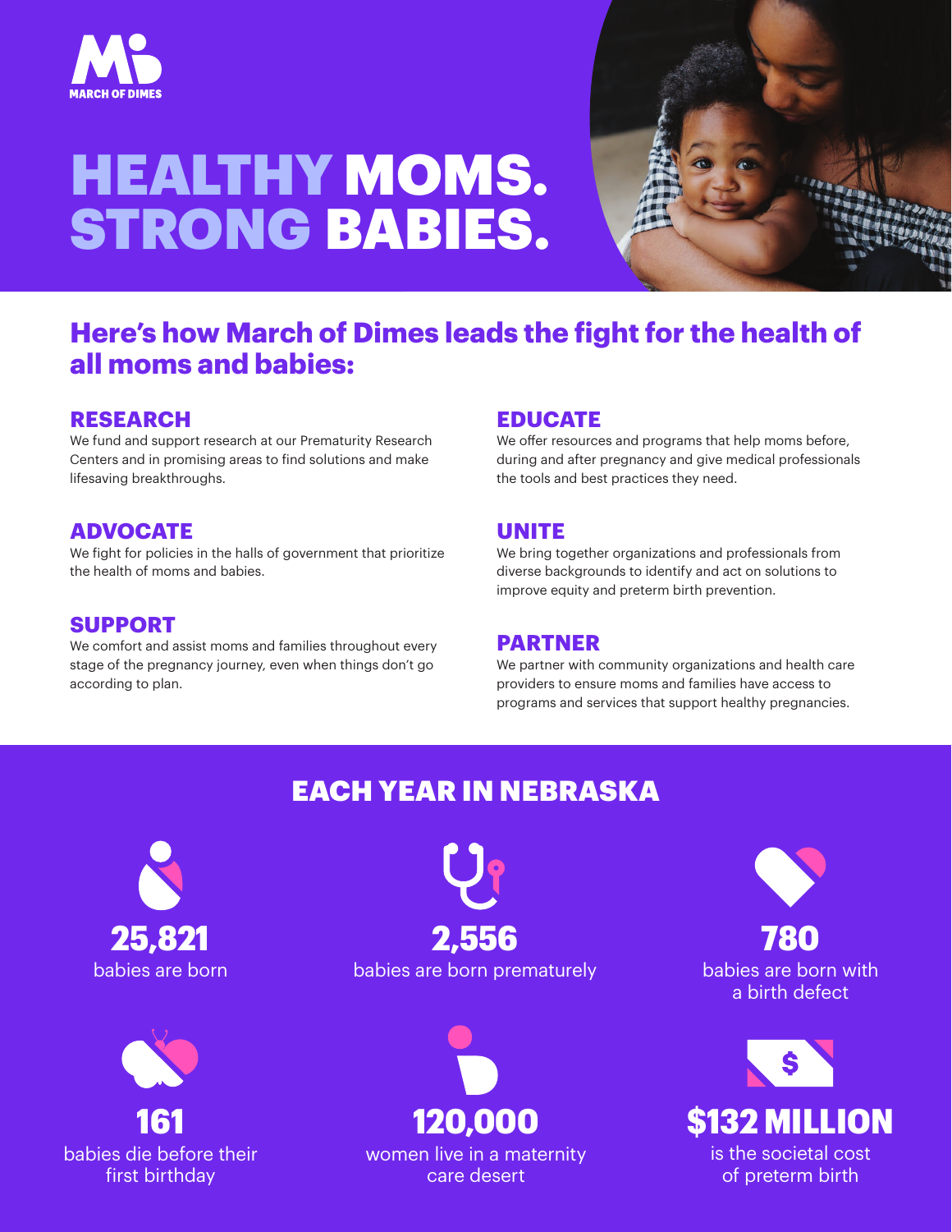MARCH OF DIMES

# HEALTHY MOMS. STRONG BABIES.

## Here's how March of Dimes leads the fight for the health of all moms and babies:

### RESEARCH

We fund and support research at our Prematurity Research Centers and in promising areas to find solutions and make lifesaving breakthroughs.

### ADVOCATE

We fight for policies in the halls of government that prioritize the health of moms and babies.

### SUPPORT

We comfort and assist moms and families throughout every stage of the pregnancy journey, even when things don't go according to plan.

### EDUCATE

We offer resources and programs that help moms before, during and after pregnancy and give medical professionals the tools and best practices they need.

### UNITE

We bring together organizations and professionals from diverse backgrounds to identify and act on solutions to improve equity and preterm birth prevention.

### PARTNER

We partner with community organizations and health care providers to ensure moms and families have access to programs and services that support healthy pregnancies.

## EACH YEAR IN NEBRASKA

**25,821**
babies are born

**2,556**
babies are born prematurely

**780**
babies are born with a birth defect

**161**
babies die before their first birthday

**120,000**
women live in a maternity care desert

**$132 MILLION**
is the societal cost of preterm birth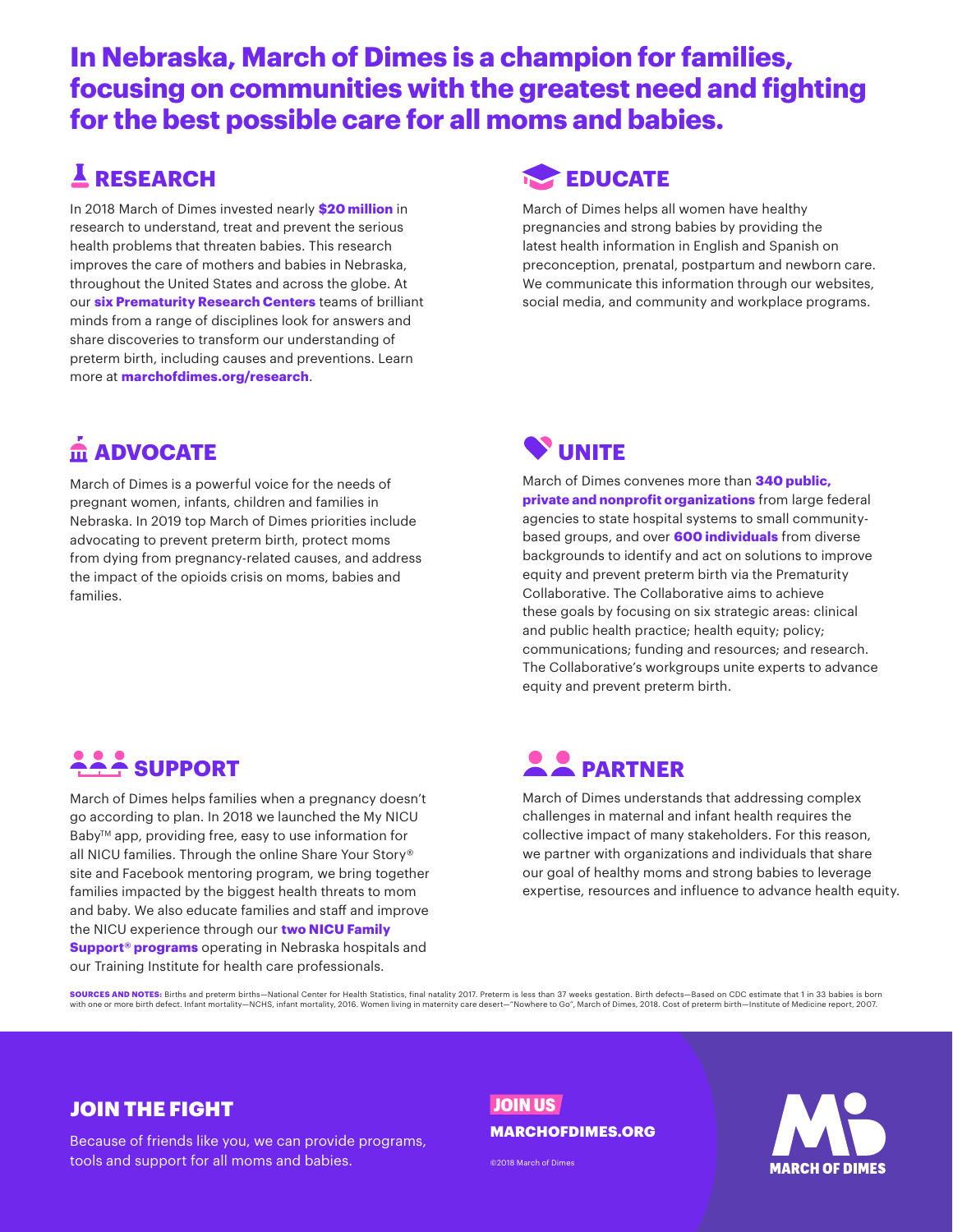# In Nebraska, March of Dimes is a champion for families, focusing on communities with the greatest need and fighting for the best possible care for all moms and babies.

## RESEARCH

In 2018 March of Dimes invested nearly **$20 million** in research to understand, treat and prevent the serious health problems that threaten babies. This research improves the care of mothers and babies in Nebraska, throughout the United States and across the globe. At our **six Prematurity Research Centers** teams of brilliant minds from a range of disciplines look for answers and share discoveries to transform our understanding of preterm birth, including causes and preventions. Learn more at **marchofdimes.org/research**.

## EDUCATE

March of Dimes helps all women have healthy pregnancies and strong babies by providing the latest health information in English and Spanish on preconception, prenatal, postpartum and newborn care. We communicate this information through our websites, social media, and community and workplace programs.

## ADVOCATE

March of Dimes is a powerful voice for the needs of pregnant women, infants, children and families in Nebraska. In 2019 top March of Dimes priorities include advocating to prevent preterm birth, protect moms from dying from pregnancy-related causes, and address the impact of the opioids crisis on moms, babies and families.

## UNITE

March of Dimes convenes more than **340 public, private and nonprofit organizations** from large federal agencies to state hospital systems to small community-based groups, and over **600 individuals** from diverse backgrounds to identify and act on solutions to improve equity and prevent preterm birth via the Prematurity Collaborative. The Collaborative aims to achieve these goals by focusing on six strategic areas: clinical and public health practice; health equity; policy; communications; funding and resources; and research. The Collaborative's workgroups unite experts to advance equity and prevent preterm birth.

## SUPPORT

March of Dimes helps families when a pregnancy doesn't go according to plan. In 2018 we launched the My NICU Baby™ app, providing free, easy to use information for all NICU families. Through the online Share Your Story® site and Facebook mentoring program, we bring together families impacted by the biggest health threats to mom and baby. We also educate families and staff and improve the NICU experience through our **two NICU Family Support® programs** operating in Nebraska hospitals and our Training Institute for health care professionals.

## PARTNER

March of Dimes understands that addressing complex challenges in maternal and infant health requires the collective impact of many stakeholders. For this reason, we partner with organizations and individuals that share our goal of healthy moms and strong babies to leverage expertise, resources and influence to advance health equity.

**SOURCES AND NOTES:** Births and preterm births—National Center for Health Statistics, final natality 2017. Preterm is less than 37 weeks gestation. Birth defects—Based on CDC estimate that 1 in 33 babies is born with one or more birth defect. Infant mortality—NCHS, infant mortality, 2016. Women living in maternity care desert—"Nowhere to Go", March of Dimes, 2018. Cost of preterm birth—Institute of Medicine report, 2007.

## JOIN THE FIGHT

Because of friends like you, we can provide programs, tools and support for all moms and babies.

**JOIN US**

**MARCHOFDIMES.ORG**

©2018 March of Dimes

MARCH OF DIMES